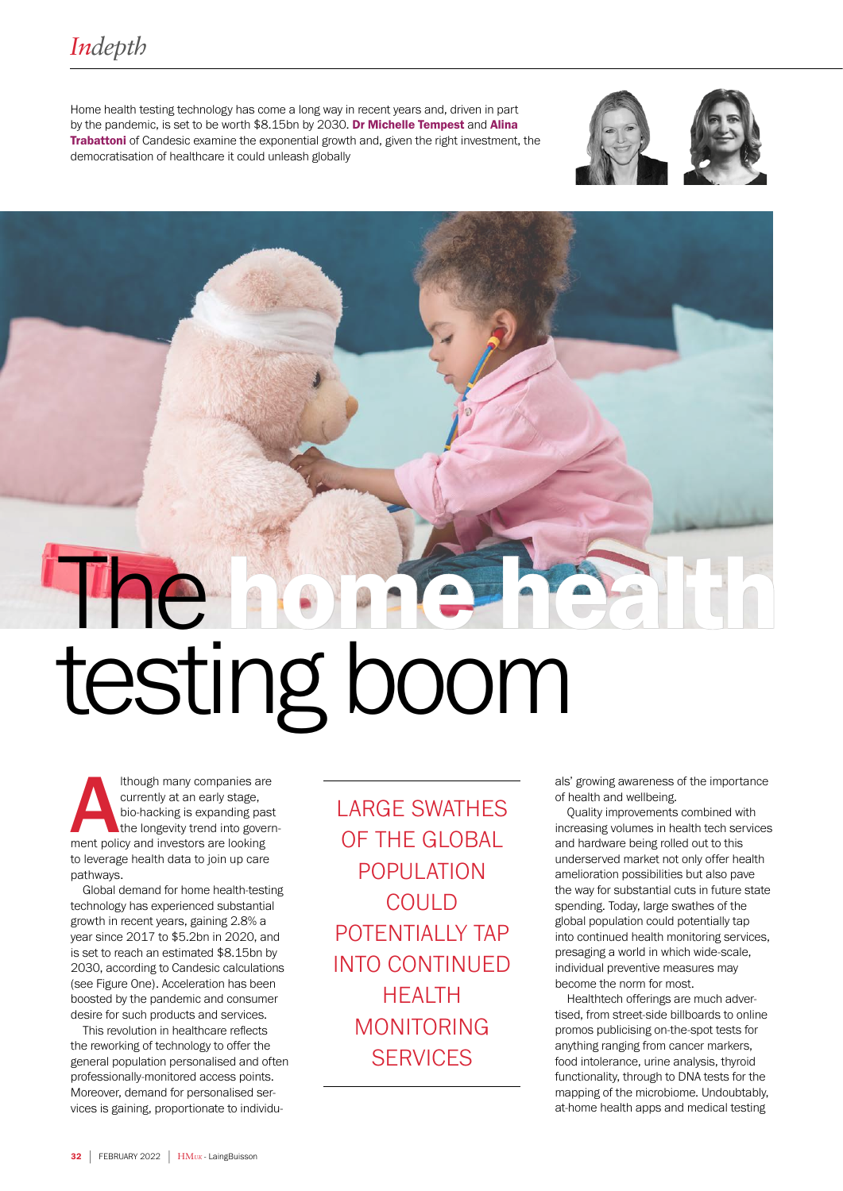# The home health testing boom

Home health testing technology has come a long way in recent years and, driven in part by the pandemic, is set to be worth $8.15bn by 2030. **Dr Michelle Tempest** and **Alina Trabattoni** of Candesic examine the exponential growth and, given the right investment, the democratisation of healthcare it could unleash globally

Although many companies are currently at an early stage, bio-hacking is expanding past the longevity trend into government policy and investors are looking to leverage health data to join up care pathways.

Global demand for home health-testing technology has experienced substantial growth in recent years, gaining 2.8% a year since 2017 to $5.2bn in 2020, and is set to reach an estimated $8.15bn by 2030, according to Candesic calculations (see Figure One). Acceleration has been boosted by the pandemic and consumer desire for such products and services.

This revolution in healthcare reflects the reworking of technology to offer the general population personalised and often professionally-monitored access points. Moreover, demand for personalised services is gaining, proportionate to individuals' growing awareness of the importance of health and wellbeing.

> LARGE SWATHES OF THE GLOBAL POPULATION COULD POTENTIALLY TAP INTO CONTINUED HEALTH MONITORING SERVICES

Quality improvements combined with increasing volumes in health tech services and hardware being rolled out to this underserved market not only offer health amelioration possibilities but also pave the way for substantial cuts in future state spending. Today, large swathes of the global population could potentially tap into continued health monitoring services, presaging a world in which wide-scale, individual preventive measures may become the norm for most.

Healthtech offerings are much advertised, from street-side billboards to online promos publicising on-the-spot tests for anything ranging from cancer markers, food intolerance, urine analysis, thyroid functionality, through to DNA tests for the mapping of the microbiome. Undoubtably, at-home health apps and medical testing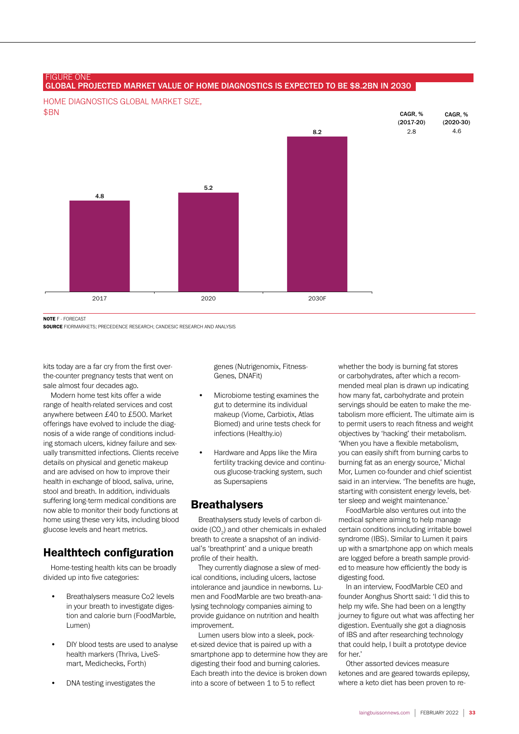FIGURE ONE

**GLOBAL PROJECTED MARKET VALUE OF HOME DIAGNOSTICS IS EXPECTED TO BE $8.2BN IN 2030**

HOME DIAGNOSTICS GLOBAL MARKET SIZE, $BN

| Year | Market size ($BN) |
|---|---|
| 2017 | 4.8 |
| 2020 | 5.2 |
| 2030F | 8.2 |

| CAGR, % (2017-20) | CAGR, % (2020-30) |
|---|---|
| 2.8 | 4.6 |

**NOTE** F - FORECAST

**SOURCE** FIORMARKETS; PRECEDENCE RESEARCH; CANDESIC RESEARCH AND ANALYSIS

kits today are a far cry from the first over-the-counter pregnancy tests that went on sale almost four decades ago.

Modern home test kits offer a wide range of health-related services and cost anywhere between £40 to £500. Market offerings have evolved to include the diagnosis of a wide range of conditions including stomach ulcers, kidney failure and sexually transmitted infections. Clients receive details on physical and genetic makeup and are advised on how to improve their health in exchange of blood, saliva, urine, stool and breath. In addition, individuals suffering long-term medical conditions are now able to monitor their body functions at home using these very kits, including blood glucose levels and heart metrics.

## Healthtech configuration

Home-testing health kits can be broadly divided up into five categories:

- Breathalysers measure Co2 levels in your breath to investigate digestion and calorie burn (FoodMarble, Lumen)
- DIY blood tests are used to analyse health markers (Thriva, LiveSmart, Medichecks, Forth)
- DNA testing investigates the genes (Nutrigenomix, FitnessGenes, DNAFit)
- Microbiome testing examines the gut to determine its individual makeup (Viome, Carbiotix, Atlas Biomed) and urine tests check for infections (Healthy.io)
- Hardware and Apps like the Mira fertility tracking device and continuous glucose-tracking system, such as Supersapiens

## Breathalysers

Breathalysers study levels of carbon dioxide ($CO_2$) and other chemicals in exhaled breath to create a snapshot of an individual's 'breathprint' and a unique breath profile of their health.

They currently diagnose a slew of medical conditions, including ulcers, lactose intolerance and jaundice in newborns. Lumen and FoodMarble are two breath-analysing technology companies aiming to provide guidance on nutrition and health improvement.

Lumen users blow into a sleek, pocket-sized device that is paired up with a smartphone app to determine how they are digesting their food and burning calories. Each breath into the device is broken down into a score of between 1 to 5 to reflect whether the body is burning fat stores or carbohydrates, after which a recommended meal plan is drawn up indicating how many fat, carbohydrate and protein servings should be eaten to make the metabolism more efficient. The ultimate aim is to permit users to reach fitness and weight objectives by 'hacking' their metabolism. 'When you have a flexible metabolism, you can easily shift from burning carbs to burning fat as an energy source,' Michal Mor, Lumen co-founder and chief scientist said in an interview. 'The benefits are huge, starting with consistent energy levels, better sleep and weight maintenance.'

FoodMarble also ventures out into the medical sphere aiming to help manage certain conditions including irritable bowel syndrome (IBS). Similar to Lumen it pairs up with a smartphone app on which meals are logged before a breath sample provided to measure how efficiently the body is digesting food.

In an interview, FoodMarble CEO and founder Aonghus Shortt said: 'I did this to help my wife. She had been on a lengthy journey to figure out what was affecting her digestion. Eventually she got a diagnosis of IBS and after researching technology that could help, I built a prototype device for her.'

Other assorted devices measure ketones and are geared towards epilepsy, where a keto diet has been proven to re-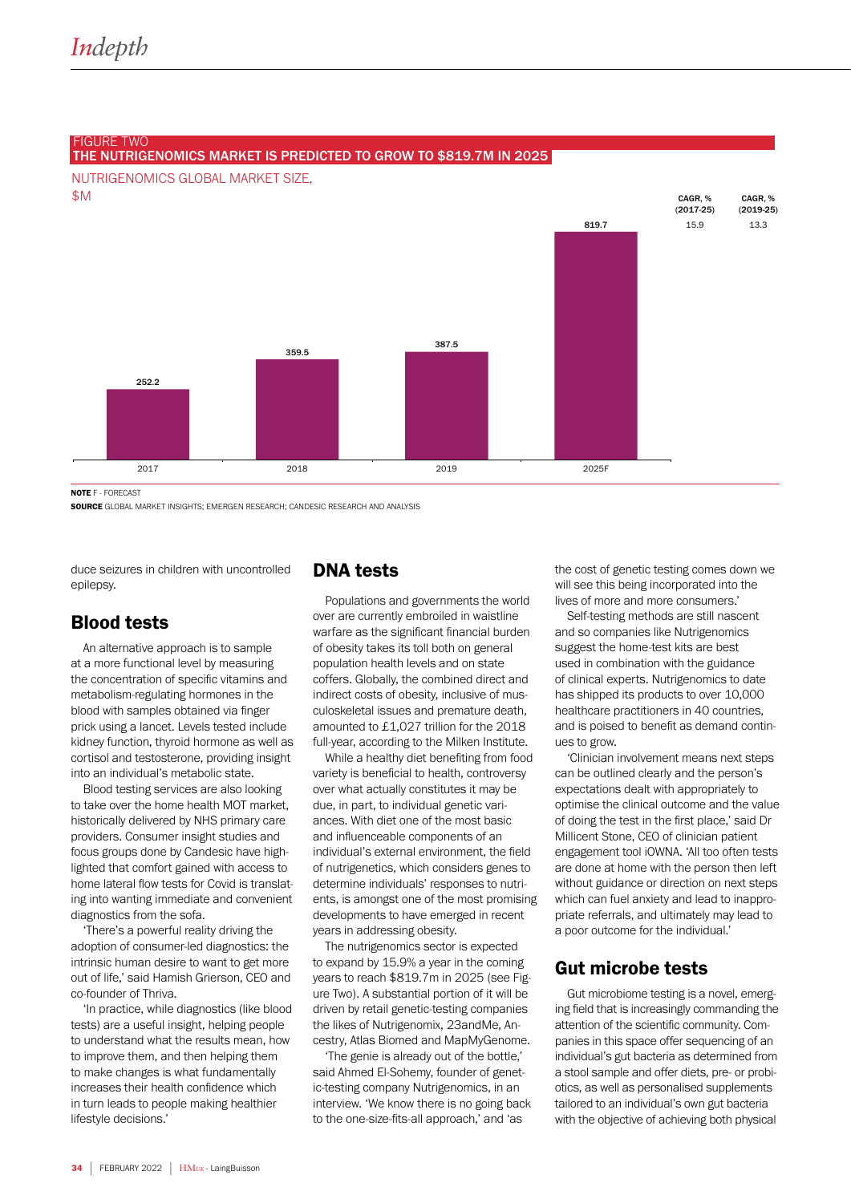FIGURE TWO
**THE NUTRIGENOMICS MARKET IS PREDICTED TO GROW TO $819.7M IN 2025**

NUTRIGENOMICS GLOBAL MARKET SIZE, $M

| Year | Market size ($M) |
|---|---|
| 2017 | 252.2 |
| 2018 | 359.5 |
| 2019 | 387.5 |
| 2025F | 819.7 |

| CAGR, % (2017-25) | CAGR, % (2019-25) |
|---|---|
| 15.9 | 13.3 |

**NOTE** F - FORECAST
**SOURCE** GLOBAL MARKET INSIGHTS; EMERGEN RESEARCH; CANDESIC RESEARCH AND ANALYSIS

duce seizures in children with uncontrolled epilepsy.

## Blood tests

An alternative approach is to sample at a more functional level by measuring the concentration of specific vitamins and metabolism-regulating hormones in the blood with samples obtained via finger prick using a lancet. Levels tested include kidney function, thyroid hormone as well as cortisol and testosterone, providing insight into an individual's metabolic state.

Blood testing services are also looking to take over the home health MOT market, historically delivered by NHS primary care providers. Consumer insight studies and focus groups done by Candesic have highlighted that comfort gained with access to home lateral flow tests for Covid is translating into wanting immediate and convenient diagnostics from the sofa.

'There's a powerful reality driving the adoption of consumer-led diagnostics: the intrinsic human desire to want to get more out of life,' said Hamish Grierson, CEO and co-founder of Thriva.

'In practice, while diagnostics (like blood tests) are a useful insight, helping people to understand what the results mean, how to improve them, and then helping them to make changes is what fundamentally increases their health confidence which in turn leads to people making healthier lifestyle decisions.'

## DNA tests

Populations and governments the world over are currently embroiled in waistline warfare as the significant financial burden of obesity takes its toll both on general population health levels and on state coffers. Globally, the combined direct and indirect costs of obesity, inclusive of musculoskeletal issues and premature death, amounted to £1,027 trillion for the 2018 full-year, according to the Milken Institute.

While a healthy diet benefiting from food variety is beneficial to health, controversy over what actually constitutes it may be due, in part, to individual genetic variances. With diet one of the most basic and influenceable components of an individual's external environment, the field of nutrigenetics, which considers genes to determine individuals' responses to nutrients, is amongst one of the most promising developments to have emerged in recent years in addressing obesity.

The nutrigenomics sector is expected to expand by 15.9% a year in the coming years to reach $819.7m in 2025 (see Figure Two). A substantial portion of it will be driven by retail genetic-testing companies the likes of Nutrigenomix, 23andMe, Ancestry, Atlas Biomed and MapMyGenome.

'The genie is already out of the bottle,' said Ahmed El-Sohemy, founder of genetic-testing company Nutrigenomics, in an interview. 'We know there is no going back to the one-size-fits-all approach,' and 'as the cost of genetic testing comes down we will see this being incorporated into the lives of more and more consumers.'

Self-testing methods are still nascent and so companies like Nutrigenomics suggest the home-test kits are best used in combination with the guidance of clinical experts. Nutrigenomics to date has shipped its products to over 10,000 healthcare practitioners in 40 countries, and is poised to benefit as demand continues to grow.

'Clinician involvement means next steps can be outlined clearly and the person's expectations dealt with appropriately to optimise the clinical outcome and the value of doing the test in the first place,' said Dr Millicent Stone, CEO of clinician patient engagement tool iOWNA. 'All too often tests are done at home with the person then left without guidance or direction on next steps which can fuel anxiety and lead to inappropriate referrals, and ultimately may lead to a poor outcome for the individual.'

## Gut microbe tests

Gut microbiome testing is a novel, emerging field that is increasingly commanding the attention of the scientific community. Companies in this space offer sequencing of an individual's gut bacteria as determined from a stool sample and offer diets, pre- or probiotics, as well as personalised supplements tailored to an individual's own gut bacteria with the objective of achieving both physical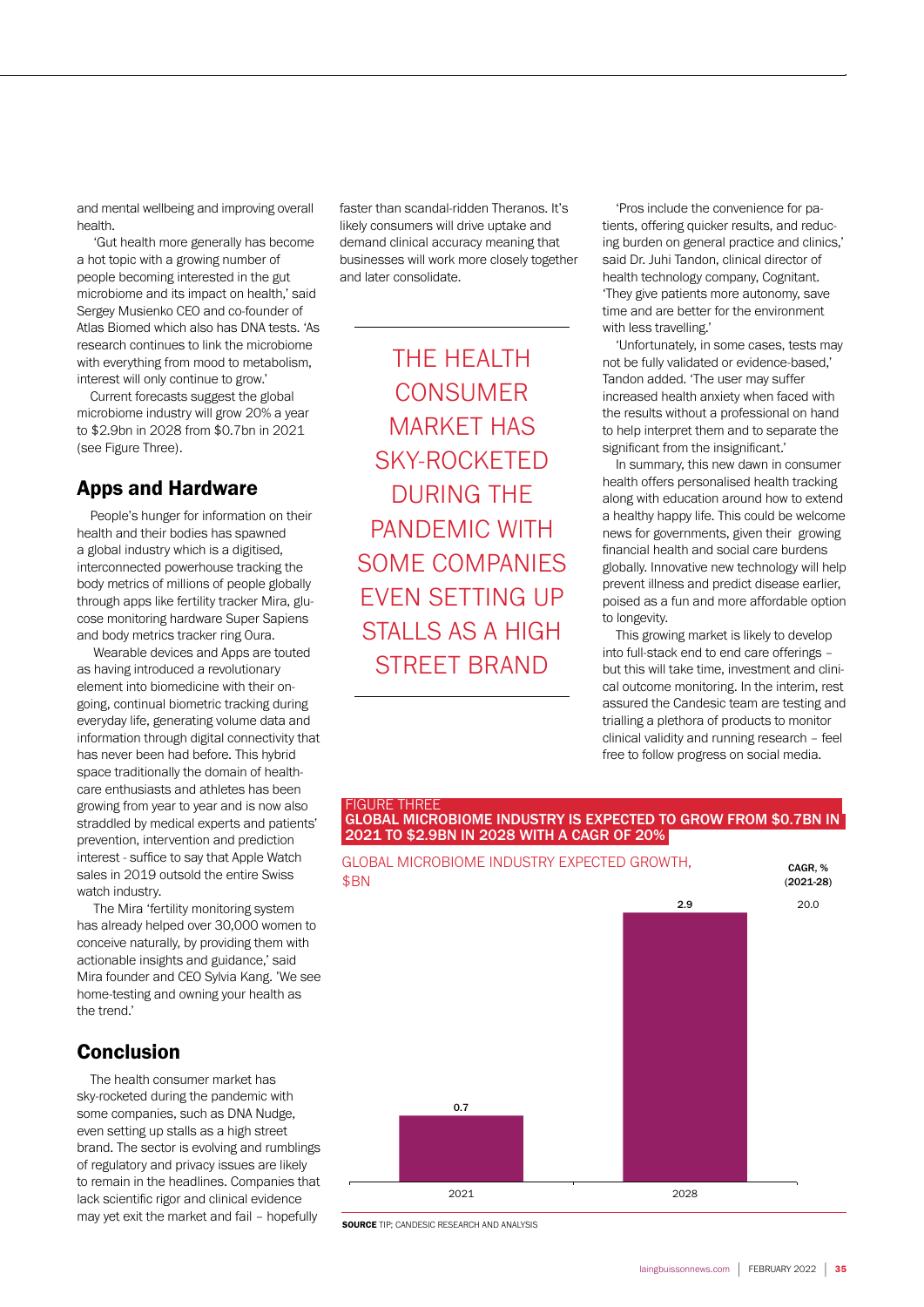and mental wellbeing and improving overall health.

'Gut health more generally has become a hot topic with a growing number of people becoming interested in the gut microbiome and its impact on health,' said Sergey Musienko CEO and co-founder of Atlas Biomed which also has DNA tests. 'As research continues to link the microbiome with everything from mood to metabolism, interest will only continue to grow.'

Current forecasts suggest the global microbiome industry will grow 20% a year to $2.9bn in 2028 from $0.7bn in 2021 (see Figure Three).

## Apps and Hardware

People's hunger for information on their health and their bodies has spawned a global industry which is a digitised, interconnected powerhouse tracking the body metrics of millions of people globally through apps like fertility tracker Mira, glucose monitoring hardware Super Sapiens and body metrics tracker ring Oura.

Wearable devices and Apps are touted as having introduced a revolutionary element into biomedicine with their ongoing, continual biometric tracking during everyday life, generating volume data and information through digital connectivity that has never been had before. This hybrid space traditionally the domain of healthcare enthusiasts and athletes has been growing from year to year and is now also straddled by medical experts and patients' prevention, intervention and prediction interest - suffice to say that Apple Watch sales in 2019 outsold the entire Swiss watch industry.

The Mira 'fertility monitoring system has already helped over 30,000 women to conceive naturally, by providing them with actionable insights and guidance,' said Mira founder and CEO Sylvia Kang. 'We see home-testing and owning your health as the trend.'

## Conclusion

The health consumer market has sky-rocketed during the pandemic with some companies, such as DNA Nudge, even setting up stalls as a high street brand. The sector is evolving and rumblings of regulatory and privacy issues are likely to remain in the headlines. Companies that lack scientific rigor and clinical evidence may yet exit the market and fail – hopefully faster than scandal-ridden Theranos. It's likely consumers will drive uptake and demand clinical accuracy meaning that businesses will work more closely together and later consolidate.

> THE HEALTH CONSUMER MARKET HAS SKY-ROCKETED DURING THE PANDEMIC WITH SOME COMPANIES EVEN SETTING UP STALLS AS A HIGH STREET BRAND

'Pros include the convenience for patients, offering quicker results, and reducing burden on general practice and clinics,' said Dr. Juhi Tandon, clinical director of health technology company, Cognitant. 'They give patients more autonomy, save time and are better for the environment with less travelling.'

'Unfortunately, in some cases, tests may not be fully validated or evidence-based,' Tandon added. 'The user may suffer increased health anxiety when faced with the results without a professional on hand to help interpret them and to separate the significant from the insignificant.'

In summary, this new dawn in consumer health offers personalised health tracking along with education around how to extend a healthy happy life. This could be welcome news for governments, given their growing financial health and social care burdens globally. Innovative new technology will help prevent illness and predict disease earlier, poised as a fun and more affordable option to longevity.

This growing market is likely to develop into full-stack end to end care offerings – but this will take time, investment and clinical outcome monitoring. In the interim, rest assured the Candesic team are testing and trialling a plethora of products to monitor clinical validity and running research – feel free to follow progress on social media.

FIGURE THREE

**GLOBAL MICROBIOME INDUSTRY IS EXPECTED TO GROW FROM $0.7BN IN 2021 TO $2.9BN IN 2028 WITH A CAGR OF 20%**

GLOBAL MICROBIOME INDUSTRY EXPECTED GROWTH, $BN

CAGR, % (2021-28)

20.0

0.7

2.9

2021

2028

**SOURCE** TIP; CANDESIC RESEARCH AND ANALYSIS